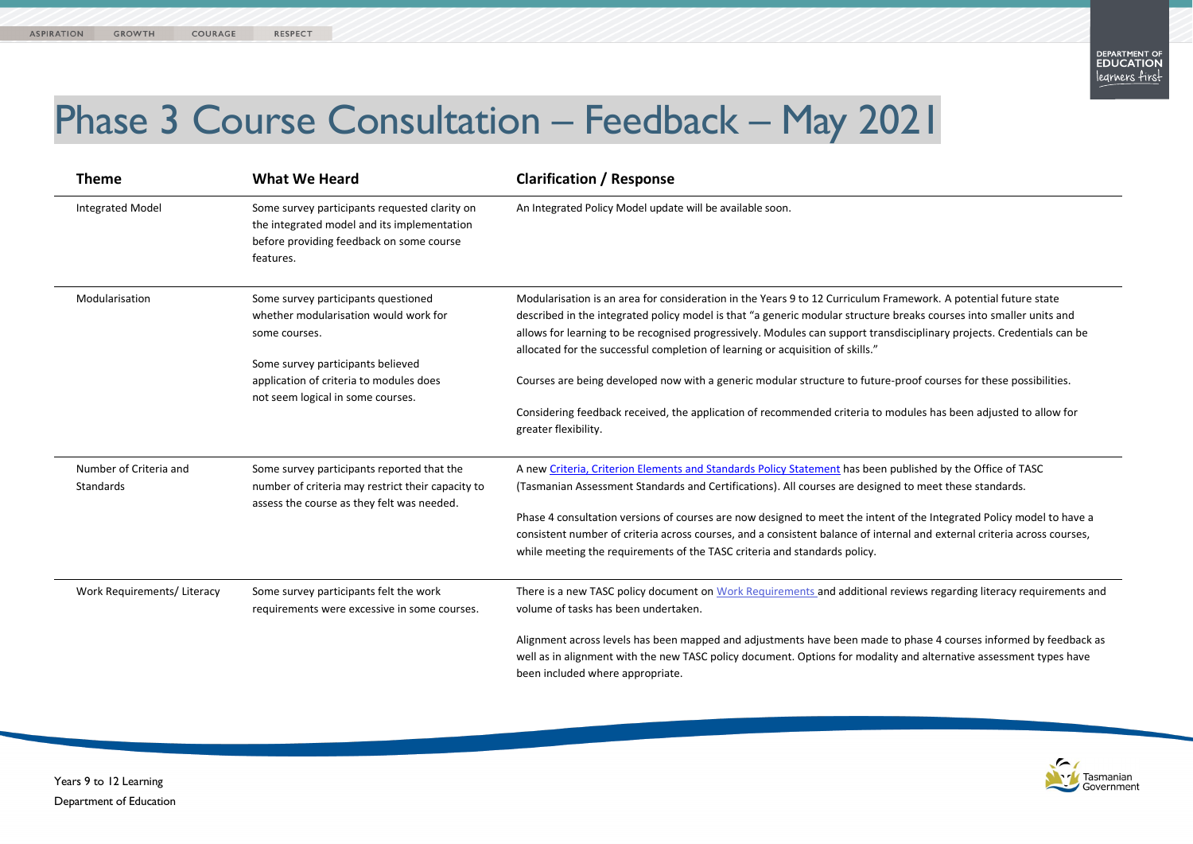# Phase 3 Course Consultation – Feedback – May 2021

| Theme | What We Heard | Clarification / Response |
|---|---|---|
| Integrated Model | Some survey participants requested clarity on the integrated model and its implementation before providing feedback on some course features. | An Integrated Policy Model update will be available soon. |
| Modularisation | Some survey participants questioned whether modularisation would work for some courses.<br><br>Some survey participants believed application of criteria to modules does not seem logical in some courses. | Modularisation is an area for consideration in the Years 9 to 12 Curriculum Framework. A potential future state described in the integrated policy model is that "a generic modular structure breaks courses into smaller units and allows for learning to be recognised progressively. Modules can support transdisciplinary projects. Credentials can be allocated for the successful completion of learning or acquisition of skills."<br><br>Courses are being developed now with a generic modular structure to future-proof courses for these possibilities.<br><br>Considering feedback received, the application of recommended criteria to modules has been adjusted to allow for greater flexibility. |
| Number of Criteria and Standards | Some survey participants reported that the number of criteria may restrict their capacity to assess the course as they felt was needed. | A new Criteria, Criterion Elements and Standards Policy Statement has been published by the Office of TASC (Tasmanian Assessment Standards and Certifications). All courses are designed to meet these standards.<br><br>Phase 4 consultation versions of courses are now designed to meet the intent of the Integrated Policy model to have a consistent number of criteria across courses, and a consistent balance of internal and external criteria across courses, while meeting the requirements of the TASC criteria and standards policy. |
| Work Requirements/ Literacy | Some survey participants felt the work requirements were excessive in some courses. | There is a new TASC policy document on Work Requirements and additional reviews regarding literacy requirements and volume of tasks has been undertaken.<br><br>Alignment across levels has been mapped and adjustments have been made to phase 4 courses informed by feedback as well as in alignment with the new TASC policy document. Options for modality and alternative assessment types have been included where appropriate. |

Years 9 to 12 Learning
Department of Education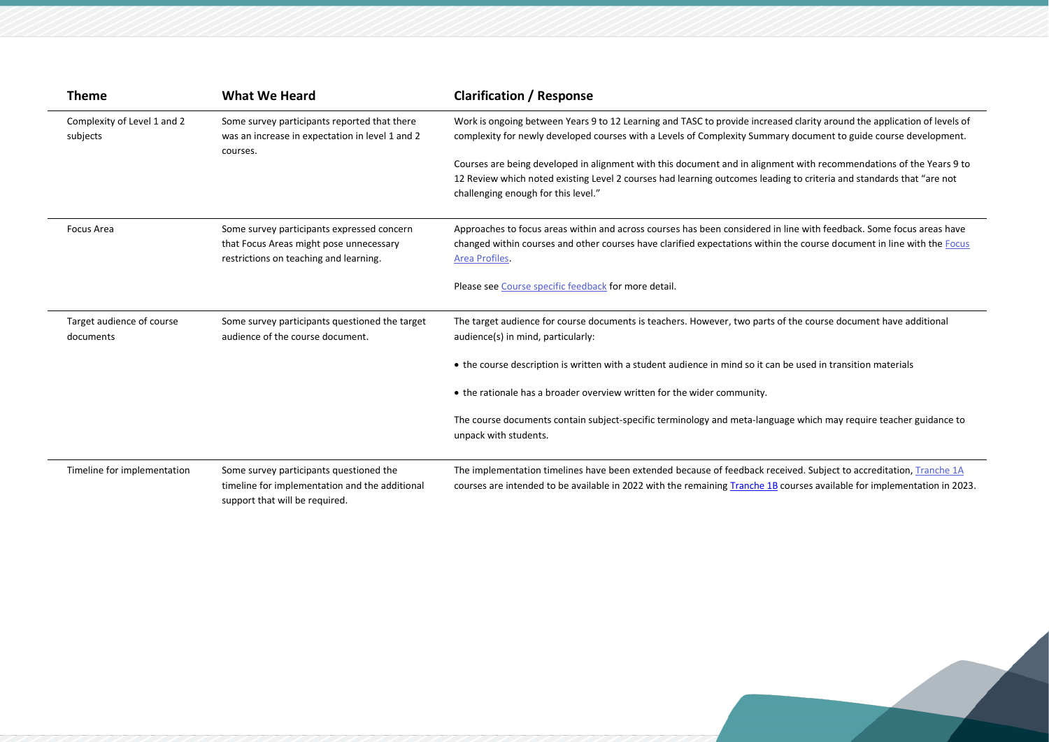| Theme | What We Heard | Clarification / Response |
|---|---|---|
| Complexity of Level 1 and 2 subjects | Some survey participants reported that there was an increase in expectation in level 1 and 2 courses. | Work is ongoing between Years 9 to 12 Learning and TASC to provide increased clarity around the application of levels of complexity for newly developed courses with a Levels of Complexity Summary document to guide course development.<br><br>Courses are being developed in alignment with this document and in alignment with recommendations of the Years 9 to 12 Review which noted existing Level 2 courses had learning outcomes leading to criteria and standards that "are not challenging enough for this level." |
| Focus Area | Some survey participants expressed concern that Focus Areas might pose unnecessary restrictions on teaching and learning. | Approaches to focus areas within and across courses has been considered in line with feedback. Some focus areas have changed within courses and other courses have clarified expectations within the course document in line with the Focus Area Profiles.<br><br>Please see Course specific feedback for more detail. |
| Target audience of course documents | Some survey participants questioned the target audience of the course document. | The target audience for course documents is teachers. However, two parts of the course document have additional audience(s) in mind, particularly:<br><br>• the course description is written with a student audience in mind so it can be used in transition materials<br><br>• the rationale has a broader overview written for the wider community.<br><br>The course documents contain subject-specific terminology and meta-language which may require teacher guidance to unpack with students. |
| Timeline for implementation | Some survey participants questioned the timeline for implementation and the additional support that will be required. | The implementation timelines have been extended because of feedback received. Subject to accreditation, Tranche 1A courses are intended to be available in 2022 with the remaining Tranche 1B courses available for implementation in 2023. |